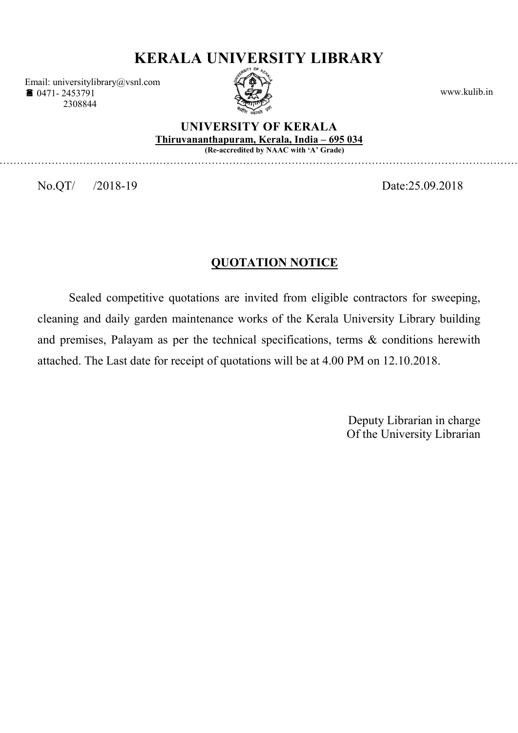# KERALA UNIVERSITY LIBRARY

Email: universitylibrary@vsnl.com
☎ 0471- 2453791
2308844

www.kulib.in

**UNIVERSITY OF KERALA**
**Thiruvananthapuram, Kerala, India – 695 034**
**(Re-accredited by NAAC with 'A' Grade)**

---

No.QT/ /2018-19 Date:25.09.2018

## QUOTATION NOTICE

Sealed competitive quotations are invited from eligible contractors for sweeping, cleaning and daily garden maintenance works of the Kerala University Library building and premises, Palayam as per the technical specifications, terms & conditions herewith attached. The Last date for receipt of quotations will be at 4.00 PM on 12.10.2018.

Deputy Librarian in charge
Of the University Librarian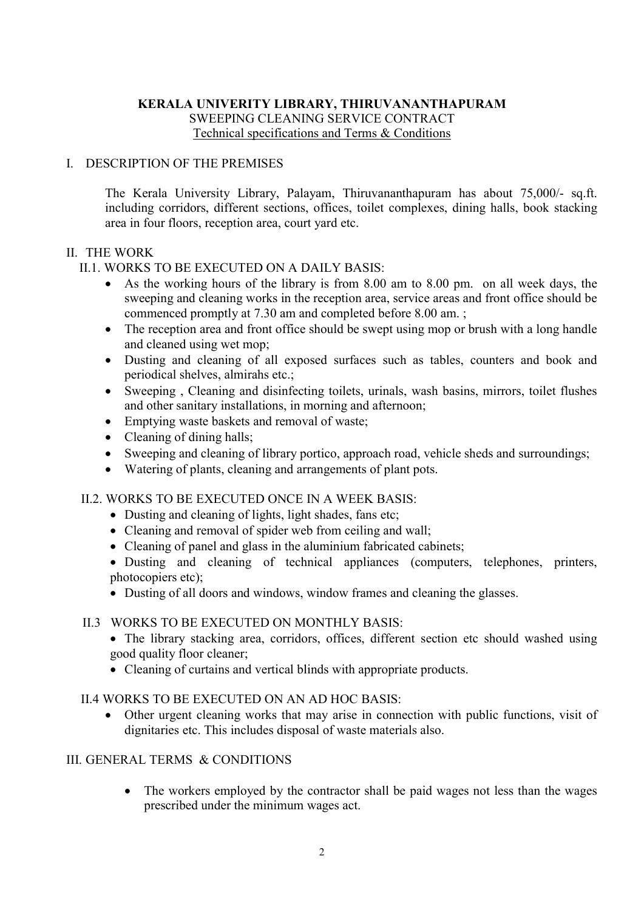**KERALA UNIVERITY LIBRARY, THIRUVANANTHAPURAM**

SWEEPING CLEANING SERVICE CONTRACT

Technical specifications and Terms & Conditions

## I. DESCRIPTION OF THE PREMISES

The Kerala University Library, Palayam, Thiruvananthapuram has about 75,000/- sq.ft. including corridors, different sections, offices, toilet complexes, dining halls, book stacking area in four floors, reception area, court yard etc.

## II. THE WORK

### II.1. WORKS TO BE EXECUTED ON A DAILY BASIS:

- As the working hours of the library is from 8.00 am to 8.00 pm. on all week days, the sweeping and cleaning works in the reception area, service areas and front office should be commenced promptly at 7.30 am and completed before 8.00 am. ;
- The reception area and front office should be swept using mop or brush with a long handle and cleaned using wet mop;
- Dusting and cleaning of all exposed surfaces such as tables, counters and book and periodical shelves, almirahs etc.;
- Sweeping , Cleaning and disinfecting toilets, urinals, wash basins, mirrors, toilet flushes and other sanitary installations, in morning and afternoon;
- Emptying waste baskets and removal of waste;
- Cleaning of dining halls;
- Sweeping and cleaning of library portico, approach road, vehicle sheds and surroundings;
- Watering of plants, cleaning and arrangements of plant pots.

### II.2. WORKS TO BE EXECUTED ONCE IN A WEEK BASIS:

- Dusting and cleaning of lights, light shades, fans etc;
- Cleaning and removal of spider web from ceiling and wall;
- Cleaning of panel and glass in the aluminium fabricated cabinets;
- Dusting and cleaning of technical appliances (computers, telephones, printers, photocopiers etc);
- Dusting of all doors and windows, window frames and cleaning the glasses.

### II.3 WORKS TO BE EXECUTED ON MONTHLY BASIS:

- The library stacking area, corridors, offices, different section etc should washed using good quality floor cleaner;
- Cleaning of curtains and vertical blinds with appropriate products.

### II.4 WORKS TO BE EXECUTED ON AN AD HOC BASIS:

- Other urgent cleaning works that may arise in connection with public functions, visit of dignitaries etc. This includes disposal of waste materials also.

## III. GENERAL TERMS & CONDITIONS

- The workers employed by the contractor shall be paid wages not less than the wages prescribed under the minimum wages act.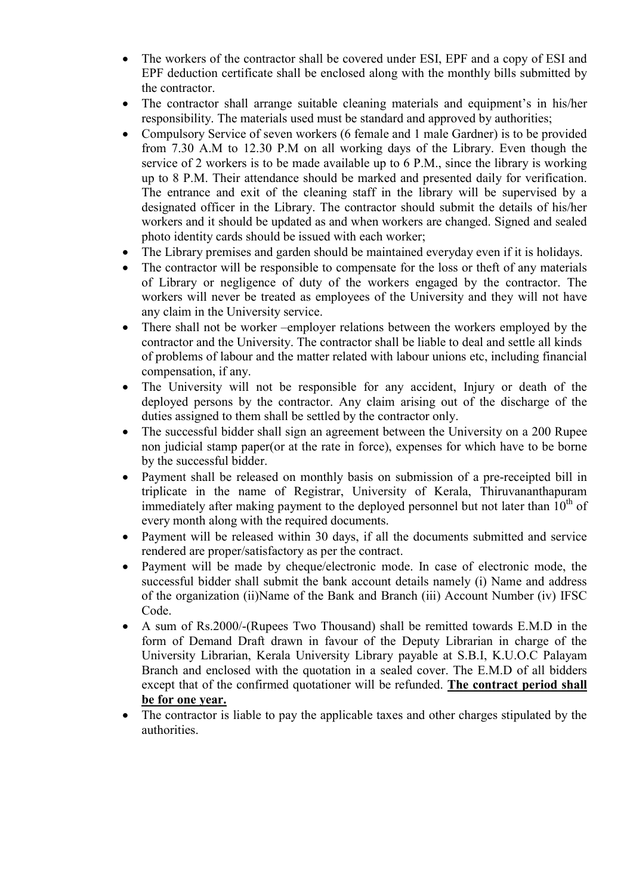- The workers of the contractor shall be covered under ESI, EPF and a copy of ESI and EPF deduction certificate shall be enclosed along with the monthly bills submitted by the contractor.
- The contractor shall arrange suitable cleaning materials and equipment's in his/her responsibility. The materials used must be standard and approved by authorities;
- Compulsory Service of seven workers (6 female and 1 male Gardner) is to be provided from 7.30 A.M to 12.30 P.M on all working days of the Library. Even though the service of 2 workers is to be made available up to 6 P.M., since the library is working up to 8 P.M. Their attendance should be marked and presented daily for verification. The entrance and exit of the cleaning staff in the library will be supervised by a designated officer in the Library. The contractor should submit the details of his/her workers and it should be updated as and when workers are changed. Signed and sealed photo identity cards should be issued with each worker;
- The Library premises and garden should be maintained everyday even if it is holidays.
- The contractor will be responsible to compensate for the loss or theft of any materials of Library or negligence of duty of the workers engaged by the contractor. The workers will never be treated as employees of the University and they will not have any claim in the University service.
- There shall not be worker –employer relations between the workers employed by the contractor and the University. The contractor shall be liable to deal and settle all kinds of problems of labour and the matter related with labour unions etc, including financial compensation, if any.
- The University will not be responsible for any accident, Injury or death of the deployed persons by the contractor. Any claim arising out of the discharge of the duties assigned to them shall be settled by the contractor only.
- The successful bidder shall sign an agreement between the University on a 200 Rupee non judicial stamp paper(or at the rate in force), expenses for which have to be borne by the successful bidder.
- Payment shall be released on monthly basis on submission of a pre-receipted bill in triplicate in the name of Registrar, University of Kerala, Thiruvananthapuram immediately after making payment to the deployed personnel but not later than 10th of every month along with the required documents.
- Payment will be released within 30 days, if all the documents submitted and service rendered are proper/satisfactory as per the contract.
- Payment will be made by cheque/electronic mode. In case of electronic mode, the successful bidder shall submit the bank account details namely (i) Name and address of the organization (ii)Name of the Bank and Branch (iii) Account Number (iv) IFSC Code.
- A sum of Rs.2000/-(Rupees Two Thousand) shall be remitted towards E.M.D in the form of Demand Draft drawn in favour of the Deputy Librarian in charge of the University Librarian, Kerala University Library payable at S.B.I, K.U.O.C Palayam Branch and enclosed with the quotation in a sealed cover. The E.M.D of all bidders except that of the confirmed quotationer will be refunded. **The contract period shall be for one year.**
- The contractor is liable to pay the applicable taxes and other charges stipulated by the authorities.